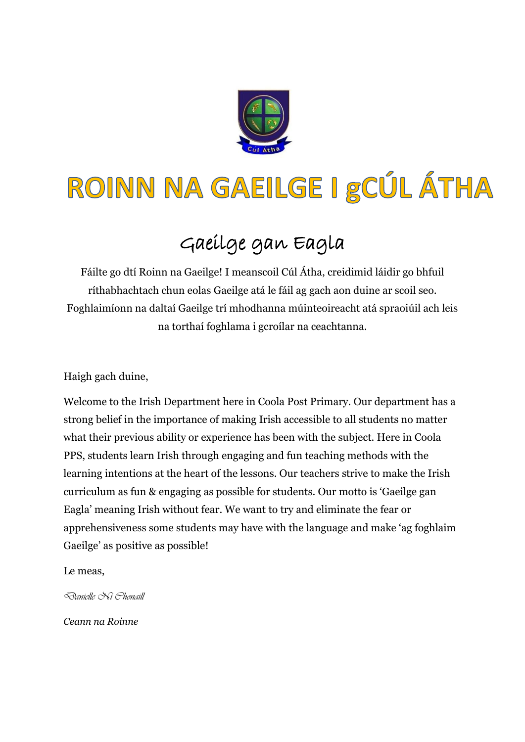# ROINN NA GAEILGE I gCÚL ÁTHA

## Gaeilge gan Eagla

Fáilte go dtí Roinn na Gaeilge! I meanscoil Cúl Átha, creidimid láidir go bhfuil ríthabhachtach chun eolas Gaeilge atá le fáil ag gach aon duine ar scoil seo. Foghlaimíonn na daltaí Gaeilge trí mhodhanna múinteoireacht atá spraoiúil ach leis na torthaí foghlama i gcroílar na ceachtanna.

Haigh gach duine,

Welcome to the Irish Department here in Coola Post Primary. Our department has a strong belief in the importance of making Irish accessible to all students no matter what their previous ability or experience has been with the subject. Here in Coola PPS, students learn Irish through engaging and fun teaching methods with the learning intentions at the heart of the lessons. Our teachers strive to make the Irish curriculum as fun & engaging as possible for students. Our motto is 'Gaeilge gan Eagla' meaning Irish without fear. We want to try and eliminate the fear or apprehensiveness some students may have with the language and make 'ag foghlaim Gaeilge' as positive as possible!

Le meas,

*Danielle Ní Chonaill*

*Ceann na Roinne*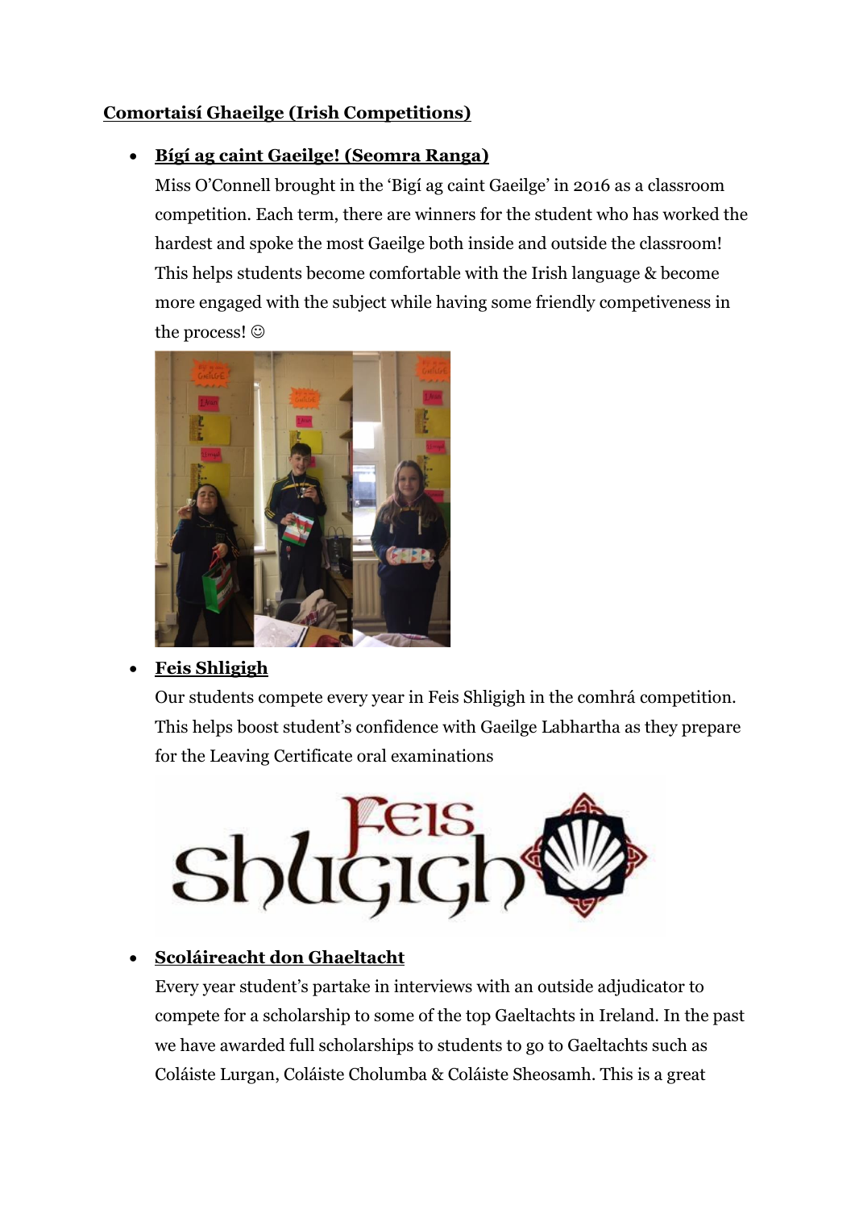**Comortaisí Ghaeilge (Irish Competitions)**

- **Bígí ag caint Gaeilge! (Seomra Ranga)**

  Miss O'Connell brought in the 'Bigí ag caint Gaeilge' in 2016 as a classroom competition. Each term, there are winners for the student who has worked the hardest and spoke the most Gaeilge both inside and outside the classroom! This helps students become comfortable with the Irish language & become more engaged with the subject while having some friendly competiveness in the process! ☺

- **Feis Shligigh**

  Our students compete every year in Feis Shligigh in the comhrá competition. This helps boost student's confidence with Gaeilge Labhartha as they prepare for the Leaving Certificate oral examinations

- **Scoláireacht don Ghaeltacht**

  Every year student's partake in interviews with an outside adjudicator to compete for a scholarship to some of the top Gaeltachts in Ireland. In the past we have awarded full scholarships to students to go to Gaeltachts such as Coláiste Lurgan, Coláiste Cholumba & Coláiste Sheosamh. This is a great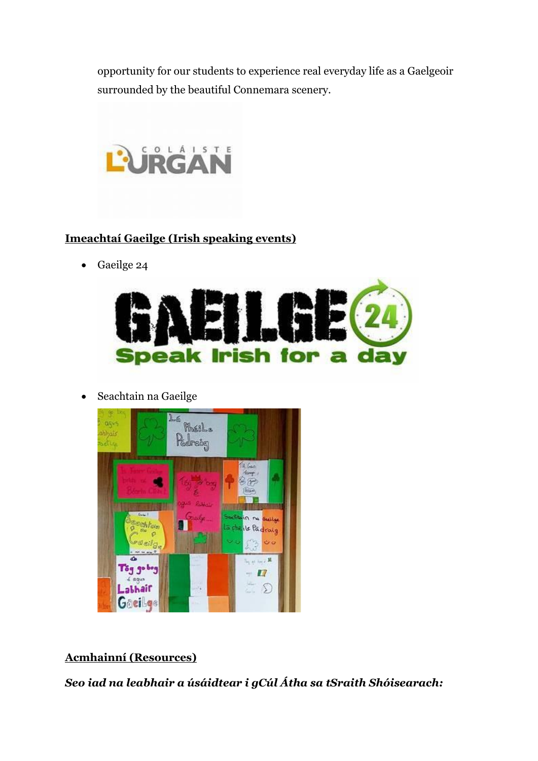opportunity for our students to experience real everyday life as a Gaelgeoir surrounded by the beautiful Connemara scenery.

## **Imeachtaí Gaeilge (Irish speaking events)**

- Gaeilge 24

- Seachtain na Gaeilge

## **Acmhainní (Resources)**

***Seo iad na leabhair a úsáidtear i gCúl Átha sa tSraith Shóisearach:***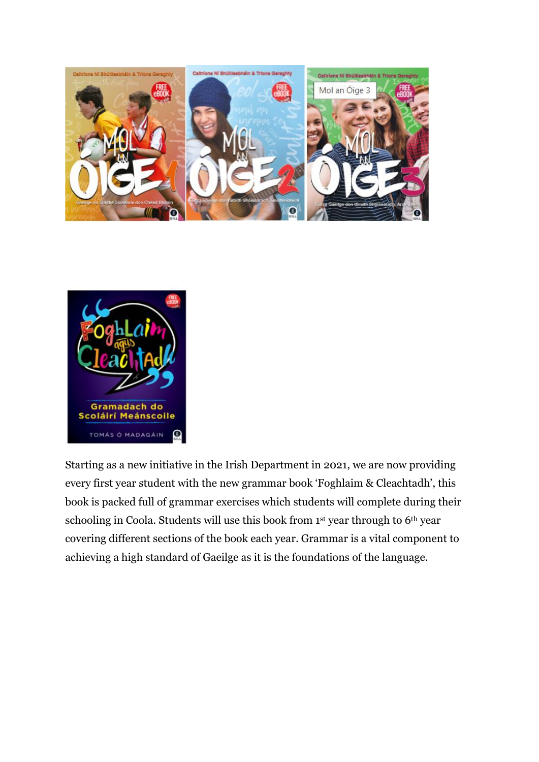Starting as a new initiative in the Irish Department in 2021, we are now providing every first year student with the new grammar book 'Foghlaim & Cleachtadh', this book is packed full of grammar exercises which students will complete during their schooling in Coola. Students will use this book from 1st year through to 6th year covering different sections of the book each year. Grammar is a vital component to achieving a high standard of Gaeilge as it is the foundations of the language.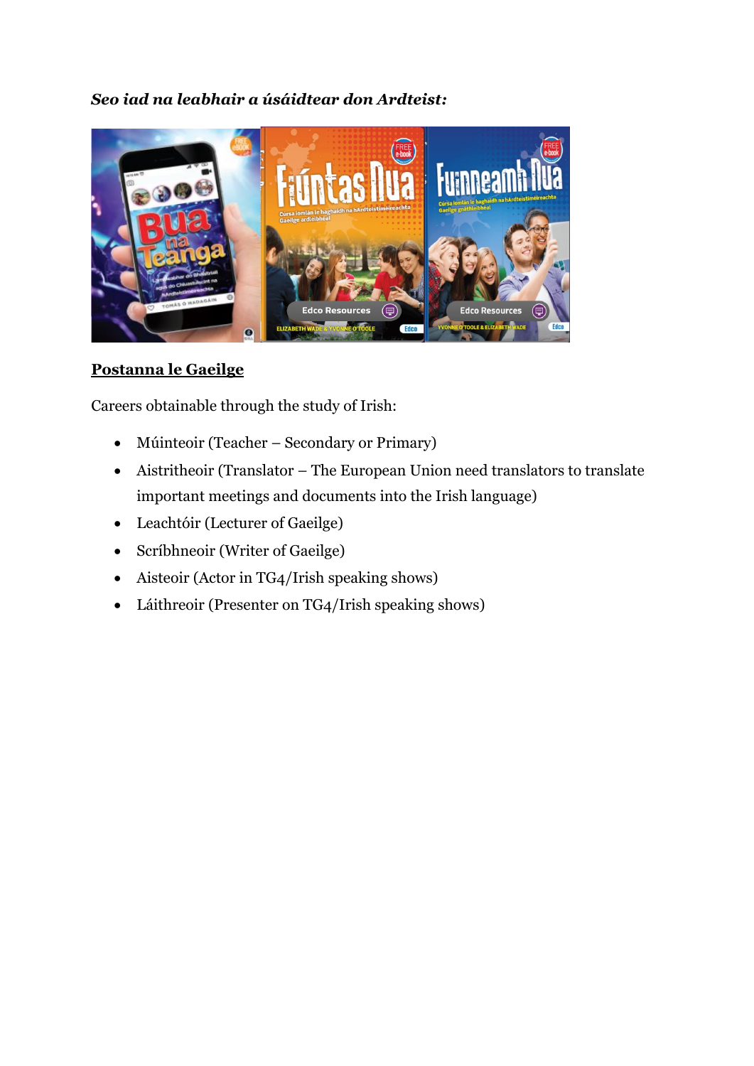***Seo iad na leabhair a úsáidtear don Ardteist:***

## Postanna le Gaeilge

Careers obtainable through the study of Irish:

- Múinteoir (Teacher – Secondary or Primary)
- Aistritheoir (Translator – The European Union need translators to translate important meetings and documents into the Irish language)
- Leachtóir (Lecturer of Gaeilge)
- Scríbhneoir (Writer of Gaeilge)
- Aisteoir (Actor in TG4/Irish speaking shows)
- Láithreoir (Presenter on TG4/Irish speaking shows)